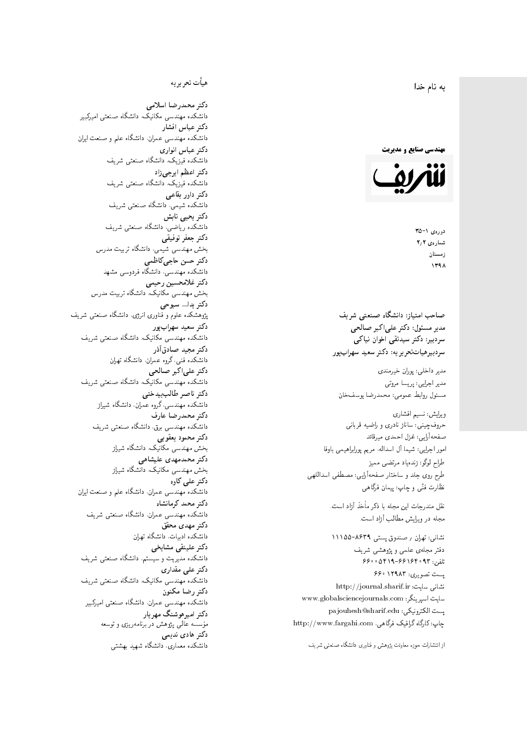به نام خدا

**مهندسی صنایع و مدیریت**

**شریف**

دوره‌ی ۱-۳۵
شماره‌ی ۲/۲
زمستان
۱۳۹۸

**صاحب امتیاز: دانشگاه صنعتی شریف**
**مدیر مسئول: دکتر علی‌اکبر صالحی**
**سردبیر: دکتر سیدتقی اخوان نیاکی**
**سردبیرهیات‌تحریریه: دکتر سعید سهراب‌پور**

مدیر داخلی: پوران خیرمندی
مدیر اجرایی: پریسا مروتی
مسئول روابط عمومی: محمدرضا یوسف‌خان

ویرایش: نسیم افشاری
حروف‌چینی: ساناز نادری و راضیه قربانی
صفحه‌آرایی: غزل احمدی میرقائد
امور اجرایی: شیما آل اسداله، مریم پورابراهیمی باوفا
طراح لوگو: زنده‌یاد مرتضی ممیز
طرح روی جلد و ساختار صفحه‌آرایی: مصطفی اسداللهی
نظارت فنّی و چاپ: پیمان فرگاهی

نقل مندرجات این مجله با ذکر مأخذ آزاد است.
مجله در ویرایش مطالب آزاد است.

نشانی: تهران / صندوق پستی ۸۶۳۹-۱۱۱۵۵
دفتر مجله‌ی علمی و پژوهشی شریف
تلفن: ۶۶۱۶۴۰۹۳-۶۶۰۰۵۴۱۹
پست تصویری: ۶۶۰۱۲۹۸۳
نشانی سایت: http://journal.sharif.ir
سایت اسپرینگر: www.globalsciencejournals.com
پست الکترونیکی: pajouhesh@sharif.edu
چاپ: کارگاه گرافیک فرگاهی، http://www.fargahi.com

از انتشارات حوزه معاونت پژوهش و فناوری دانشگاه صنعتی شریف

## هیأت تحریریه

**دکتر محمدرضا اسلامی**
دانشکده مهندسی مکانیک، دانشگاه صنعتی امیرکبیر
**دکتر عباس افشار**
دانشکده مهندسی عمران، دانشگاه علم و صنعت ایران
**دکتر عباس انواری**
دانشکده فیزیک، دانشگاه صنعتی شریف
**دکتر اعظم ایرجی‌زاد**
دانشکده فیزیک، دانشگاه صنعتی شریف
**دکتر داور بقاعی**
دانشکده شیمی، دانشگاه صنعتی شریف
**دکتر یحیی تابش**
دانشکده ریاضی، دانشگاه صنعتی شریف
**دکتر جعفر توفیقی**
بخش مهندسی شیمی، دانشگاه تربیت مدرس
**دکتر حسن حاجی‌کاظمی**
دانشکده مهندسی، دانشگاه فردوسی مشهد
**دکتر غلامحسین رحیمی**
بخش مهندسی مکانیک، دانشگاه تربیت مدرس
**دکتر یدا... سبوحی**
پژوهشکده علوم و فناوری انرژی، دانشگاه صنعتی شریف
**دکتر سعید سهراب‌پور**
دانشکده مهندسی مکانیک، دانشگاه صنعتی شریف
**دکتر مجید صادق‌آذر**
دانشکده فنی، گروه عمران، دانشگاه تهران
**دکتر علی‌اکبر صالحی**
دانشکده مهندسی مکانیک، دانشگاه صنعتی شریف
**دکتر ناصر طالب‌بیدختی**
دانشکده مهندسی، گروه عمران، دانشگاه شیراز
**دکتر محمدرضا عارف**
دانشکده مهندسی برق، دانشگاه صنعتی شریف
**دکتر محمود یعقوبی**
بخش مهندسی مکانیک، دانشگاه شیراز
**دکتر محمدمهدی علیشاهی**
بخش مهندسی مکانیک، دانشگاه شیراز
**دکتر علی کاوه**
دانشکده مهندسی عمران، دانشگاه علم و صنعت ایران
**دکتر محمد کرمانشاه**
دانشکده مهندسی عمران، دانشگاه صنعتی شریف
**دکتر مهدی محقق**
دانشکده ادبیات، دانشگاه تهران
**دکتر علینقی مشایخی**
دانشکده مدیریت و سیستم، دانشگاه صنعتی شریف
**دکتر علی مقداری**
دانشکده مهندسی مکانیک، دانشگاه صنعتی شریف
**دکتر رضا مکنون**
دانشکده مهندسی عمران، دانشگاه صنعتی امیرکبیر
**دکتر امیرهوشنگ مهریار**
مؤسسه عالی پژوهش در برنامه‌ریزی و توسعه
**دکتر هادی ندیمی**
دانشکده معماری، دانشگاه شهید بهشتی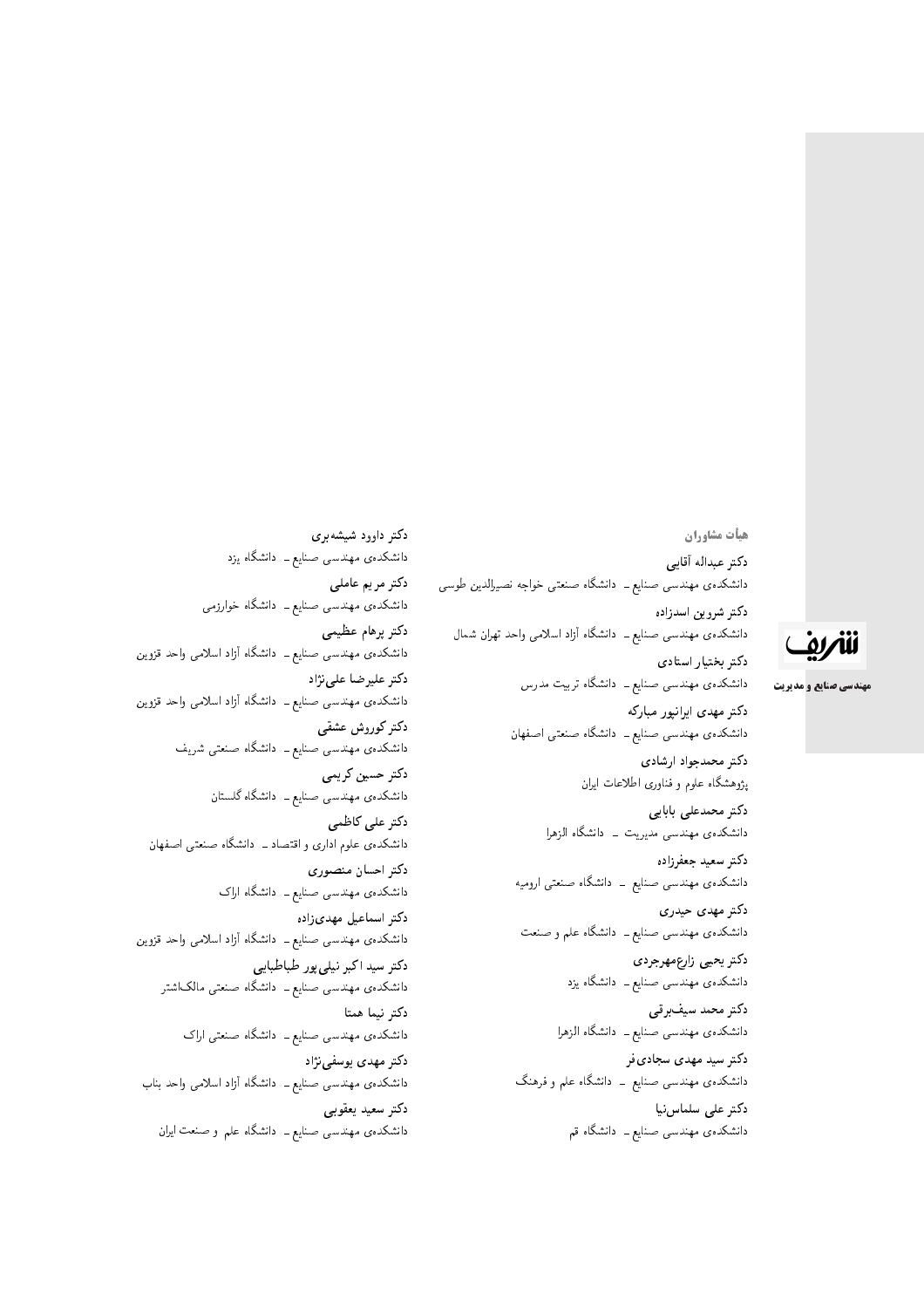## هیأت مشاوران

**دکتر عبداله آقایی**
دانشکده‌ی مهندسی صنایع ــ دانشگاه صنعتی خواجه نصیرالدین طوسی

**دکتر شروین اسدزاده**
دانشکده‌ی مهندسی صنایع ــ دانشگاه آزاد اسلامی واحد تهران شمال

**دکتر بختیار استادی**
دانشکده‌ی مهندسی صنایع ــ دانشگاه تربیت مدرس

**دکتر مهدی ایرانپور مبارکه**
دانشکده‌ی مهندسی صنایع ــ دانشگاه صنعتی اصفهان

**دکتر محمدجواد ارشادی**
پژوهشگاه علوم و فناوری اطلاعات ایران

**دکتر محمدعلی بابایی**
دانشکده‌ی مهندسی مدیریت ــ دانشگاه الزهرا

**دکتر سعید جعفرزاده**
دانشکده‌ی مهندسی صنایع ــ دانشگاه صنعتی ارومیه

**دکتر مهدی حیدری**
دانشکده‌ی مهندسی صنایع ــ دانشگاه علم و صنعت

**دکتر یحیی زارع‌مهرجردی**
دانشکده‌ی مهندسی صنایع ــ دانشگاه یزد

**دکتر محمد سیف‌برقی**
دانشکده‌ی مهندسی صنایع ــ دانشگاه الزهرا

**دکتر سید مهدی سجادی‌فر**
دانشکده‌ی مهندسی صنایع ــ دانشگاه علم و فرهنگ

**دکتر علی سلماس‌نیا**
دانشکده‌ی مهندسی صنایع ــ دانشگاه قم

**دکتر داوود شیشه‌بری**
دانشکده‌ی مهندسی صنایع ــ دانشگاه یزد

**دکتر مریم عاملی**
دانشکده‌ی مهندسی صنایع ــ دانشگاه خوارزمی

**دکتر پرهام عظیمی**
دانشکده‌ی مهندسی صنایع ــ دانشگاه آزاد اسلامی واحد قزوین

**دکتر علیرضا علی‌نژاد**
دانشکده‌ی مهندسی صنایع ــ دانشگاه آزاد اسلامی واحد قزوین

**دکتر کوروش عشقی**
دانشکده‌ی مهندسی صنایع ــ دانشگاه صنعتی شریف

**دکتر حسین کریمی**
دانشکده‌ی مهندسی صنایع ــ دانشگاه گلستان

**دکتر علی کاظمی**
دانشکده‌ی علوم اداری و اقتصاد ــ دانشگاه صنعتی اصفهان

**دکتر احسان منصوری**
دانشکده‌ی مهندسی صنایع ــ دانشگاه اراک

**دکتر اسماعیل مهدی‌زاده**
دانشکده‌ی مهندسی صنایع ــ دانشگاه آزاد اسلامی واحد قزوین

**دکتر سید اکبر نیلی‌پور طباطبایی**
دانشکده‌ی مهندسی صنایع ــ دانشگاه صنعتی مالک‌اشتر

**دکتر نیما همتا**
دانشکده‌ی مهندسی صنایع ــ دانشگاه صنعتی اراک

**دکتر مهدی یوسفی‌نژاد**
دانشکده‌ی مهندسی صنایع ــ دانشگاه آزاد اسلامی واحد بناب

**دکتر سعید یعقوبی**
دانشکده‌ی مهندسی صنایع ــ دانشگاه علم و صنعت ایران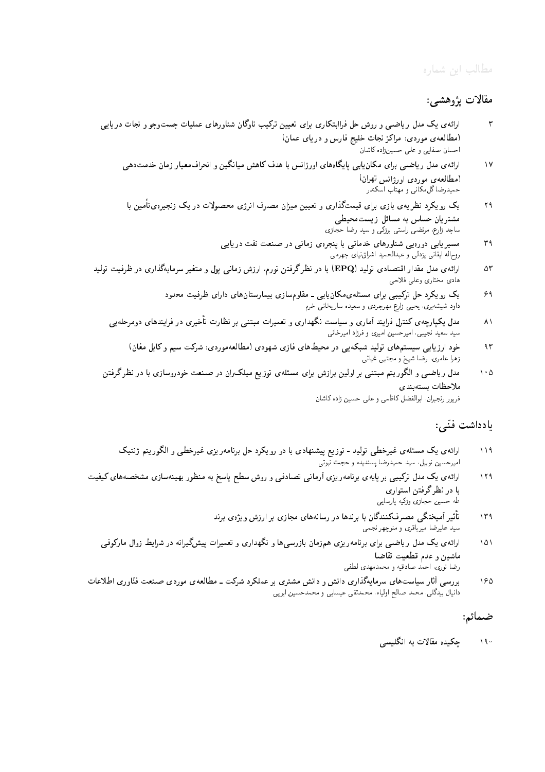مطالب این شماره

## مقالات پژوهشی:

۳ ارائه‌ی یک مدل ریاضی و روش حل فراابتکاری برای تعیین ترکیب ناوگان شناورهای عملیات جست‌وجو و نجات دریایی (مطالعه‌ی موردی: مراکز نجات خلیج فارس و دریای عمان)
احسان صفایی و علی حسین‌زاده کاشان

۱۷ ارائه‌ی مدل ریاضی برای مکان‌یابی پایگاه‌های اورژانس با هدف کاهش میانگین و انحراف‌معیار زمان خدمت‌دهی (مطالعه‌ی موردی اورژانس تهران)
حمیدرضا گل‌مکانی و مهتاب اسکندر

۲۹ یک رویکرد نظریه‌ی بازی برای قیمت‌گذاری و تعیین میزان مصرف انرژی محصولات در یک زنجیره‌ی تأمین با مشتریان حساس به مسائل زیست‌محیطی
ساجد زارع، مرتضی راستی برزکی و سید رضا حجازی

۳۹ مسیریابی دوره‌یی شناورهای خدماتی با پنجره‌ی زمانی در صنعت نفت دریایی
روح‌اله ایقانی یزدلی و عبدالحمید اشراق‌نیای جهرمی

۵۳ ارائه‌ی مدل مقدار اقتصادی تولید (EPQ) با در نظرگرفتن تورم، ارزش زمانی پول و متغیر سرمایه‌گذاری در ظرفیت تولید
هادی مختاری وعلی فلاحی

۶۹ یک رویکرد حل ترکیبی برای مسئله‌ی مکان‌یابی ـ مقاوم‌سازی بیمارستان‌های دارای ظرفیت محدود
داود شیشه‌بری، یحیی زارع مهرجردی و سعیده ساریخانی خرم

۸۱ مدل یکپارچه‌ی کنترل فرایند آماری و سیاست نگهداری و تعمیرات مبتنی بر نظارت تأخیری در فرایندهای دومرحله‌یی
سید سعید نجیبی، امیرحسین امیری و فرزاد امیرخانی

۹۳ خود ارزیابی سیستم‌های تولید شبکه‌یی در محیط‌های فازی شهودی (مطالعه‌موردی: شرکت سیم و کابل مغان)
زهرا عامری، رضا شیخ و مجتبی غیاثی

۱۰۵ مدل ریاضی و الگوریتم مبتنی بر اولین برازش برای مسئله‌ی توزیع میلک‌ران در صنعت خودروسازی با در نظرگرفتن ملاحظات بسته‌بندی
فریبور رنجبران، ابوالفضل کاظمی و علی حسین زاده کاشان

## یادداشت فنّی:

۱۱۹ ارائه‌ی یک مسئله‌ی غیرخطی تولید - توزیع پیشنهادی با دو رویکرد حل برنامه‌ریزی غیرخطی و الگوریتم ژنتیک
امیرحسین نوبیل، سید حمیدرضا پسندیده و حجت نبوتی

۱۲۹ ارائه‌ی یک مدل ترکیبی بر پایه‌ی برنامه‌ریزی آرمانی تصادفی و روش سطح پاسخ به منظور بهینه‌سازی مشخصه‌های کیفیت با در نظرگرفتن استواری
طه حسین حجازی وزکیه پارسایی

۱۳۹ تأثیر آمیختگی مصرف‌کنندگان با برندها در رسانه‌های مجازی بر ارزش ویژه‌ی برند
سید علیرضا میرباقری و منوچهر نجمی

۱۵۱ ارائه‌ی یک مدل ریاضی برای برنامه‌ریزی هم‌زمان بازرسی‌ها و نگهداری و تعمیرات پیش‌گیرانه در شرایط زوال مارکوفی ماشین و عدم قطعیت تقاضا
رضا نوری، احمد صادقیه و محمدمهدی لطفی

۱۶۵ بررسی آثار سیاست‌های سرمایه‌گذاری دانش و دانش مشتری بر عملکرد شرکت ـ مطالعه‌ی موردی صنعت فناوری اطلاعات
دانیال بیدگلی، محمد صالح اولیاء، محمدتقی عیسایی و محمدحسین ابویی

## ضمائم:

۱۹۰ چکیده مقالات به انگلیسی